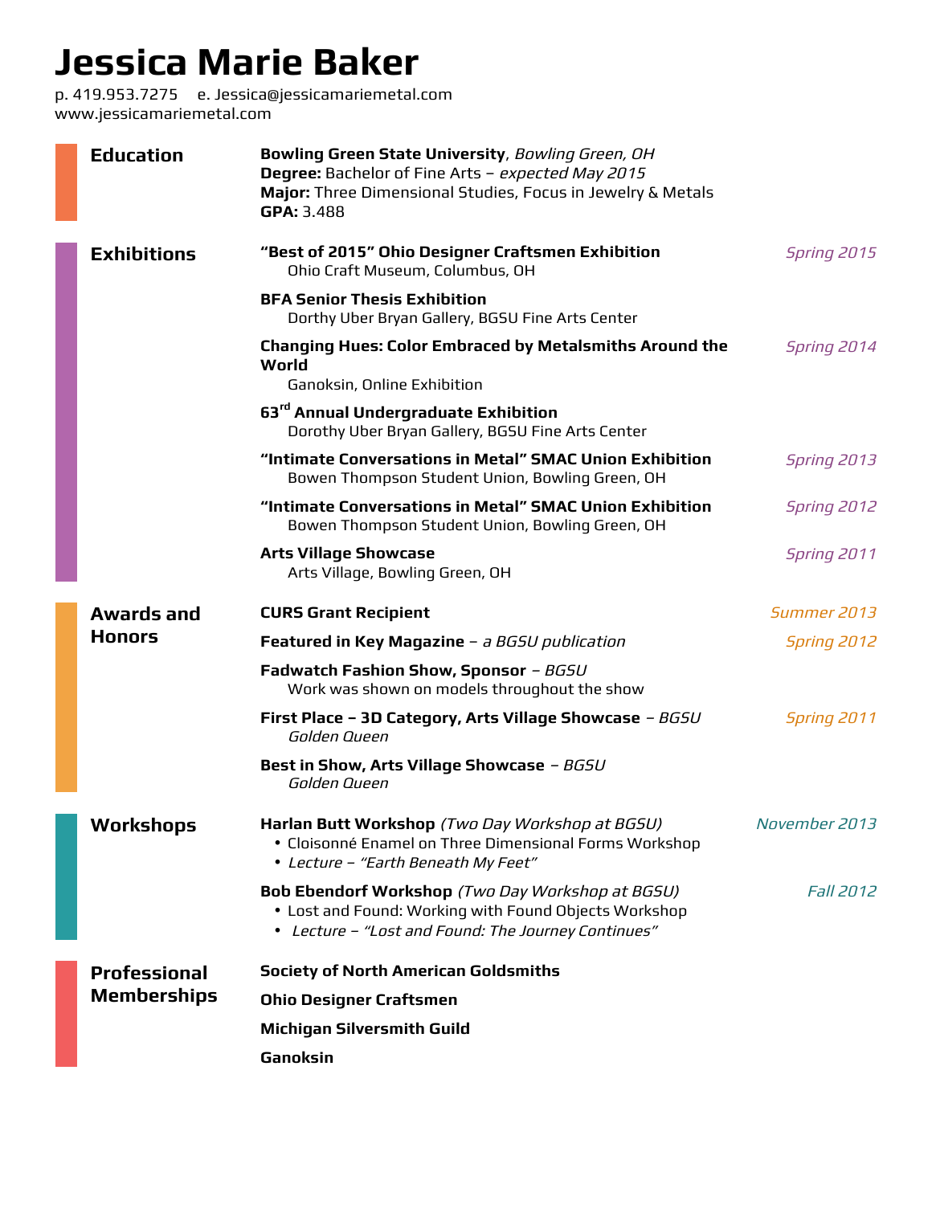# Jessica Marie Baker

p. 419.953.7275 e. Jessica@jessicamariemetal.com
www.jessicamariemetal.com

## Education

**Bowling Green State University**, *Bowling Green, OH*
**Degree:** Bachelor of Fine Arts – *expected May 2015*
**Major:** Three Dimensional Studies, Focus in Jewelry & Metals
**GPA:** 3.488

## Exhibitions

**"Best of 2015" Ohio Designer Craftsmen Exhibition** — *Spring 2015*
Ohio Craft Museum, Columbus, OH

**BFA Senior Thesis Exhibition**
Dorthy Uber Bryan Gallery, BGSU Fine Arts Center

**Changing Hues: Color Embraced by Metalsmiths Around the World** — *Spring 2014*
Ganoksin, Online Exhibition

**63rd Annual Undergraduate Exhibition**
Dorothy Uber Bryan Gallery, BGSU Fine Arts Center

**"Intimate Conversations in Metal" SMAC Union Exhibition** — *Spring 2013*
Bowen Thompson Student Union, Bowling Green, OH

**"Intimate Conversations in Metal" SMAC Union Exhibition** — *Spring 2012*
Bowen Thompson Student Union, Bowling Green, OH

**Arts Village Showcase** — *Spring 2011*
Arts Village, Bowling Green, OH

## Awards and Honors

**CURS Grant Recipient** — *Summer 2013*

**Featured in Key Magazine** – *a BGSU publication* — *Spring 2012*

**Fadwatch Fashion Show, Sponsor** – *BGSU*
Work was shown on models throughout the show

**First Place – 3D Category, Arts Village Showcase** – *BGSU* — *Spring 2011*
*Golden Queen*

**Best in Show, Arts Village Showcase** – *BGSU*
*Golden Queen*

## Workshops

**Harlan Butt Workshop** *(Two Day Workshop at BGSU)* — *November 2013*
- Cloisonné Enamel on Three Dimensional Forms Workshop
- *Lecture – "Earth Beneath My Feet"*

**Bob Ebendorf Workshop** *(Two Day Workshop at BGSU)* — *Fall 2012*
- Lost and Found: Working with Found Objects Workshop
- *Lecture – "Lost and Found: The Journey Continues"*

## Professional Memberships

**Society of North American Goldsmiths**

**Ohio Designer Craftsmen**

**Michigan Silversmith Guild**

**Ganoksin**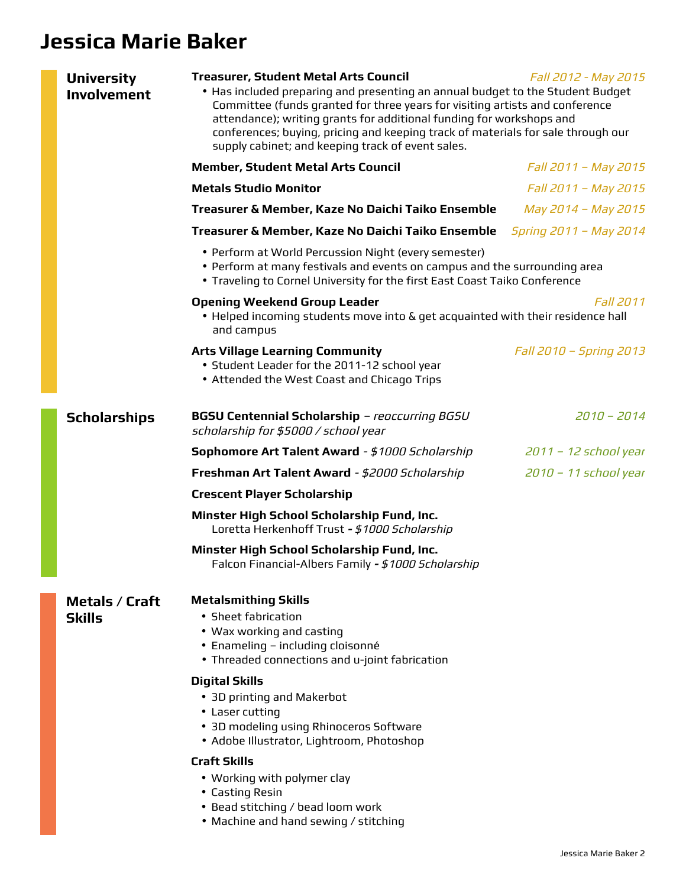# Jessica Marie Baker

## University Involvement

**Treasurer, Student Metal Arts Council** *Fall 2012 - May 2015*

- Has included preparing and presenting an annual budget to the Student Budget Committee (funds granted for three years for visiting artists and conference attendance); writing grants for additional funding for workshops and conferences; buying, pricing and keeping track of materials for sale through our supply cabinet; and keeping track of event sales.

**Member, Student Metal Arts Council** *Fall 2011 – May 2015*

**Metals Studio Monitor** *Fall 2011 – May 2015*

**Treasurer & Member, Kaze No Daichi Taiko Ensemble** *May 2014 – May 2015*

**Treasurer & Member, Kaze No Daichi Taiko Ensemble** *Spring 2011 – May 2014*

- Perform at World Percussion Night (every semester)
- Perform at many festivals and events on campus and the surrounding area
- Traveling to Cornel University for the first East Coast Taiko Conference

**Opening Weekend Group Leader** *Fall 2011*

- Helped incoming students move into & get acquainted with their residence hall and campus

**Arts Village Learning Community** *Fall 2010 – Spring 2013*

- Student Leader for the 2011-12 school year
- Attended the West Coast and Chicago Trips

## Scholarships

**BGSU Centennial Scholarship** – *reoccurring BGSU scholarship for $5000 / school year* *2010 – 2014*

**Sophomore Art Talent Award** - *$1000 Scholarship* *2011 – 12 school year*

**Freshman Art Talent Award** - *$2000 Scholarship* *2010 – 11 school year*

**Crescent Player Scholarship**

**Minster High School Scholarship Fund, Inc.**
Loretta Herkenhoff Trust **-** *$1000 Scholarship*

**Minster High School Scholarship Fund, Inc.**
Falcon Financial-Albers Family **-** *$1000 Scholarship*

## Metals / Craft Skills

**Metalsmithing Skills**

- Sheet fabrication
- Wax working and casting
- Enameling – including cloisonné
- Threaded connections and u-joint fabrication

**Digital Skills**

- 3D printing and Makerbot
- Laser cutting
- 3D modeling using Rhinoceros Software
- Adobe Illustrator, Lightroom, Photoshop

**Craft Skills**

- Working with polymer clay
- Casting Resin
- Bead stitching / bead loom work
- Machine and hand sewing / stitching